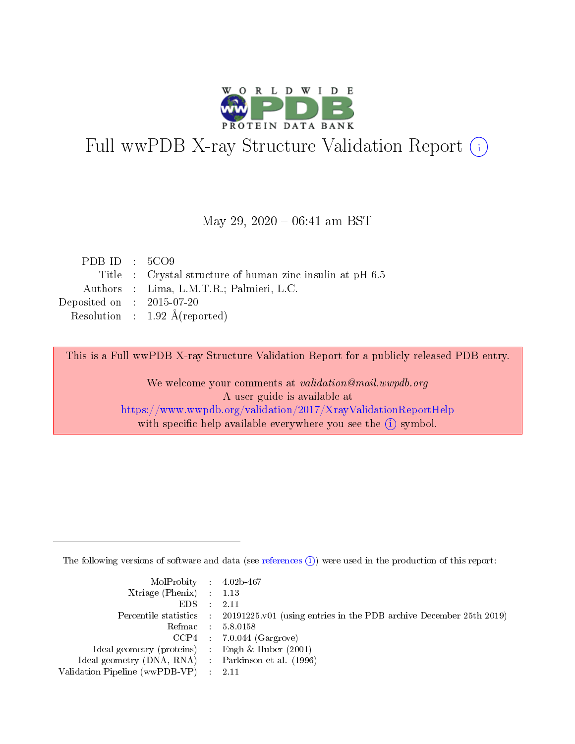# Full wwPDB X-ray Structure Validation Report (i)

May 29, 2020 – 06:41 am BST

| | | |
|---|---|---|
| PDB ID | : | 5CO9 |
| Title | : | Crystal structure of human zinc insulin at pH 6.5 |
| Authors | : | Lima, L.M.T.R.; Palmieri, L.C. |
| Deposited on | : | 2015-07-20 |
| Resolution | : | 1.92 Å(reported) |

This is a Full wwPDB X-ray Structure Validation Report for a publicly released PDB entry.

We welcome your comments at *validation@mail.wwpdb.org*
A user guide is available at
https://www.wwpdb.org/validation/2017/XrayValidationReportHelp
with specific help available everywhere you see the (i) symbol.

---

The following versions of software and data (see references (i)) were used in the production of this report:

| | | |
|---|---|---|
| MolProbity | : | 4.02b-467 |
| Xtriage (Phenix) | : | 1.13 |
| EDS | : | 2.11 |
| Percentile statistics | : | 20191225.v01 (using entries in the PDB archive December 25th 2019) |
| Refmac | : | 5.8.0158 |
| CCP4 | : | 7.0.044 (Gargrove) |
| Ideal geometry (proteins) | : | Engh & Huber (2001) |
| Ideal geometry (DNA, RNA) | : | Parkinson et al. (1996) |
| Validation Pipeline (wwPDB-VP) | : | 2.11 |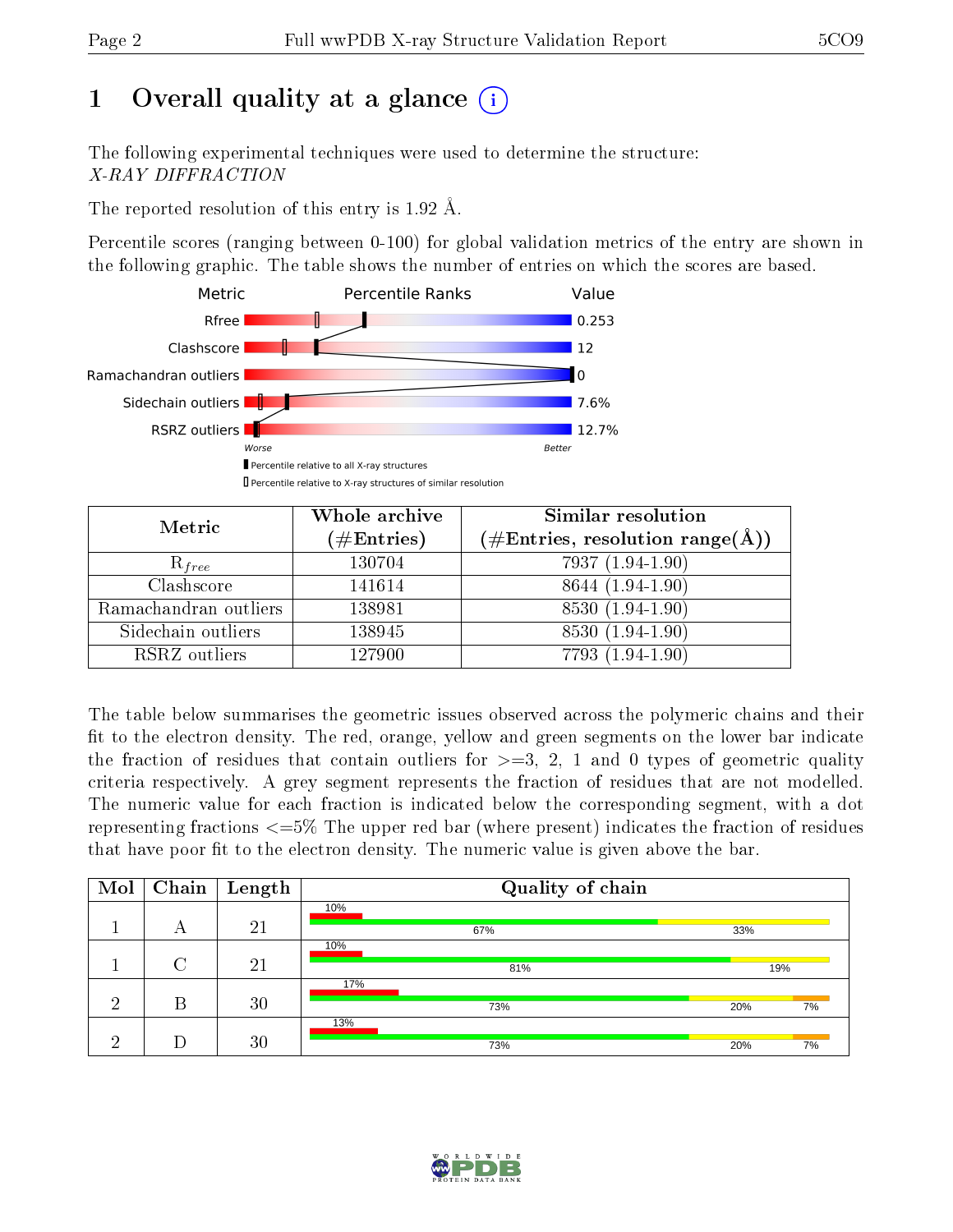# 1 Overall quality at a glance

The following experimental techniques were used to determine the structure:
*X-RAY DIFFRACTION*

The reported resolution of this entry is 1.92 Å.

Percentile scores (ranging between 0-100) for global validation metrics of the entry are shown in the following graphic. The table shows the number of entries on which the scores are based.

| Metric | Value |
|---|---|
| Rfree | 0.253 |
| Clashscore | 12 |
| Ramachandran outliers | 0 |
| Sidechain outliers | 7.6% |
| RSRZ outliers | 12.7% |

| Metric | Whole archive (#Entries) | Similar resolution (#Entries, resolution range(Å)) |
|---|---|---|
| $R_{free}$ | 130704 | 7937 (1.94-1.90) |
| Clashscore | 141614 | 8644 (1.94-1.90) |
| Ramachandran outliers | 138981 | 8530 (1.94-1.90) |
| Sidechain outliers | 138945 | 8530 (1.94-1.90) |
| RSRZ outliers | 127900 | 7793 (1.94-1.90) |

The table below summarises the geometric issues observed across the polymeric chains and their fit to the electron density. The red, orange, yellow and green segments on the lower bar indicate the fraction of residues that contain outliers for >=3, 2, 1 and 0 types of geometric quality criteria respectively. A grey segment represents the fraction of residues that are not modelled. The numeric value for each fraction is indicated below the corresponding segment, with a dot representing fractions <=5% The upper red bar (where present) indicates the fraction of residues that have poor fit to the electron density. The numeric value is given above the bar.

| Mol | Chain | Length | Quality of chain |
|---|---|---|---|
| 1 | A | 21 | 10% (poor fit); 67% green, 33% yellow |
| 1 | C | 21 | 10% (poor fit); 81% green, 19% yellow |
| 2 | B | 30 | 17% (poor fit); 73% green, 20% yellow, 7% orange |
| 2 | D | 30 | 13% (poor fit); 73% green, 20% yellow, 7% orange |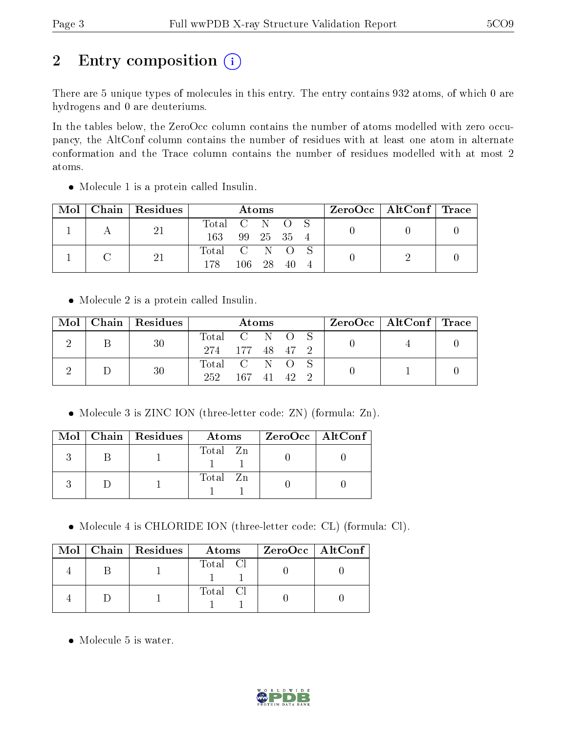# 2 Entry composition

There are 5 unique types of molecules in this entry. The entry contains 932 atoms, of which 0 are hydrogens and 0 are deuteriums.

In the tables below, the ZeroOcc column contains the number of atoms modelled with zero occupancy, the AltConf column contains the number of residues with at least one atom in alternate conformation and the Trace column contains the number of residues modelled with at most 2 atoms.

- Molecule 1 is a protein called Insulin.

| Mol | Chain | Residues | Atoms | | | | | ZeroOcc | AltConf | Trace |
|---|---|---|---|---|---|---|---|---|---|---|
| 1 | A | 21 | Total<br>163 | C<br>99 | N<br>25 | O<br>35 | S<br>4 | 0 | 0 | 0 |
| 1 | C | 21 | Total<br>178 | C<br>106 | N<br>28 | O<br>40 | S<br>4 | 0 | 2 | 0 |

- Molecule 2 is a protein called Insulin.

| Mol | Chain | Residues | Atoms | | | | | ZeroOcc | AltConf | Trace |
|---|---|---|---|---|---|---|---|---|---|---|
| 2 | B | 30 | Total<br>274 | C<br>177 | N<br>48 | O<br>47 | S<br>2 | 0 | 4 | 0 |
| 2 | D | 30 | Total<br>252 | C<br>167 | N<br>41 | O<br>42 | S<br>2 | 0 | 1 | 0 |

- Molecule 3 is ZINC ION (three-letter code: ZN) (formula: Zn).

| Mol | Chain | Residues | Atoms | | ZeroOcc | AltConf |
|---|---|---|---|---|---|---|
| 3 | B | 1 | Total<br>1 | Zn<br>1 | 0 | 0 |
| 3 | D | 1 | Total<br>1 | Zn<br>1 | 0 | 0 |

- Molecule 4 is CHLORIDE ION (three-letter code: CL) (formula: Cl).

| Mol | Chain | Residues | Atoms | | ZeroOcc | AltConf |
|---|---|---|---|---|---|---|
| 4 | B | 1 | Total<br>1 | Cl<br>1 | 0 | 0 |
| 4 | D | 1 | Total<br>1 | Cl<br>1 | 0 | 0 |

- Molecule 5 is water.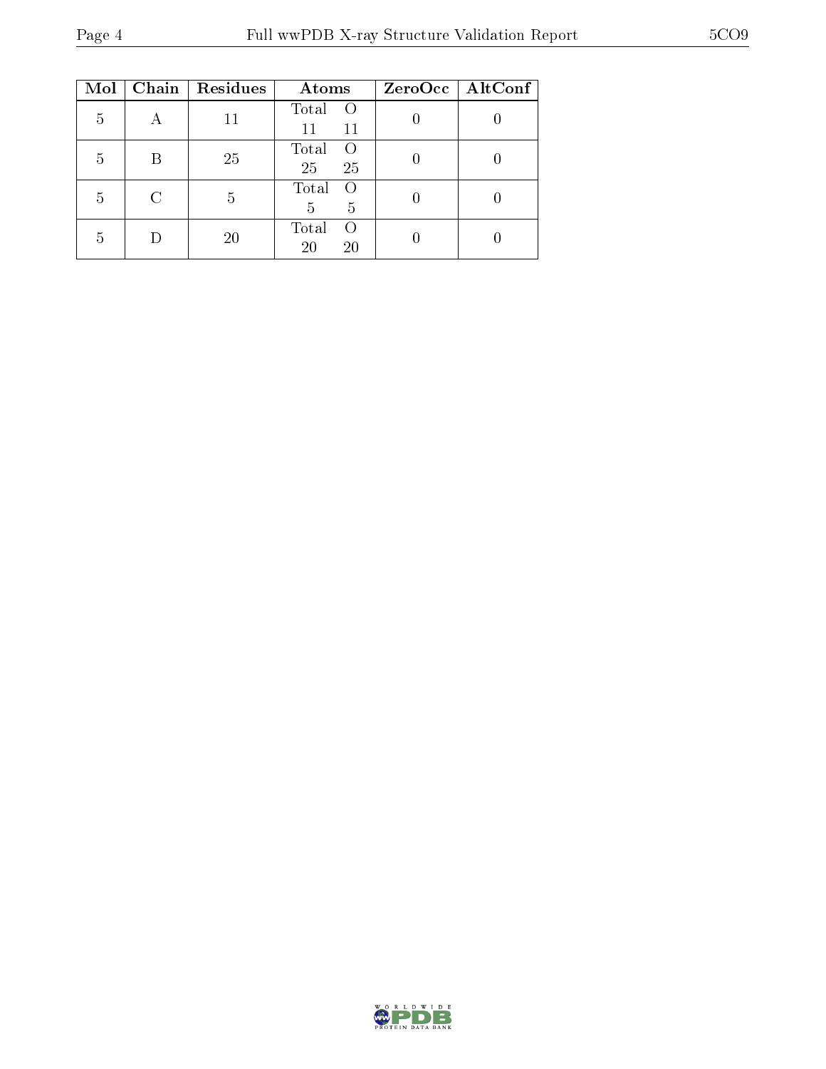| Mol | Chain | Residues | Atoms | | ZeroOcc | AltConf |
|---|---|---|---|---|---|---|
| 5 | A | 11 | Total | O | 0 | 0 |
| | | | 11 | 11 | | |
| 5 | B | 25 | Total | O | 0 | 0 |
| | | | 25 | 25 | | |
| 5 | C | 5 | Total | O | 0 | 0 |
| | | | 5 | 5 | | |
| 5 | D | 20 | Total | O | 0 | 0 |
| | | | 20 | 20 | | |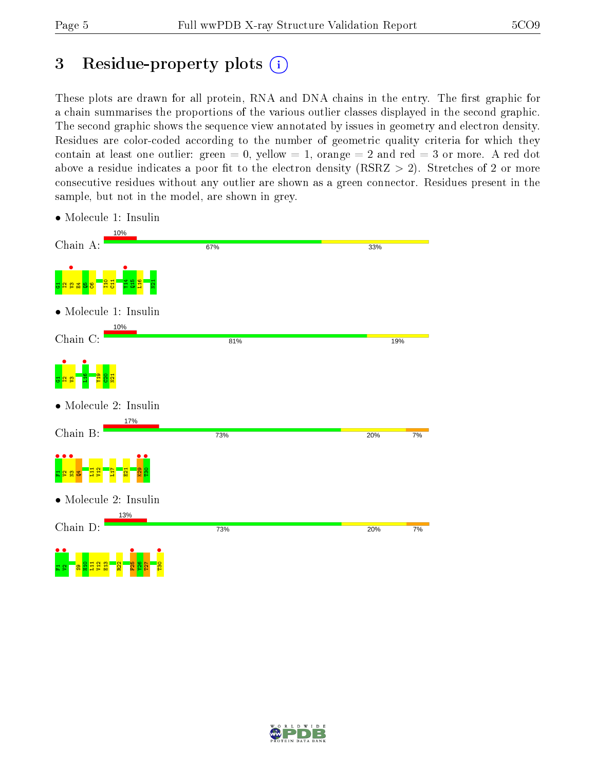# 3 Residue-property plots

These plots are drawn for all protein, RNA and DNA chains in the entry. The first graphic for a chain summarises the proportions of the various outlier classes displayed in the second graphic. The second graphic shows the sequence view annotated by issues in geometry and electron density. Residues are color-coded according to the number of geometric quality criteria for which they contain at least one outlier: green = 0, yellow = 1, orange = 2 and red = 3 or more. A red dot above a residue indicates a poor fit to the electron density (RSRZ > 2). Stretches of 2 or more consecutive residues without any outlier are shown as a green connector. Residues present in the sample, but not in the model, are shown in grey.

- Molecule 1: Insulin

Chain A: 10% | 67% | 33%

G1 I2 V3 E4 Q5 C6 I10 C11 Y14 Q15 L16 N21

- Molecule 1: Insulin

Chain C: 10% | 81% | 19%

G1 I2 V3 L16 Y19 C20 N21

- Molecule 2: Insulin

Chain B: 17% | 73% | 20% | 7%

F1 V2 N3 Q4 L11 V12 L17 E21 K29 T30

- Molecule 2: Insulin

Chain D: 13% | 73% | 20% | 7%

F1 V2 S9 H10 L11 V12 E13 R22 F25 Y26 T27 T30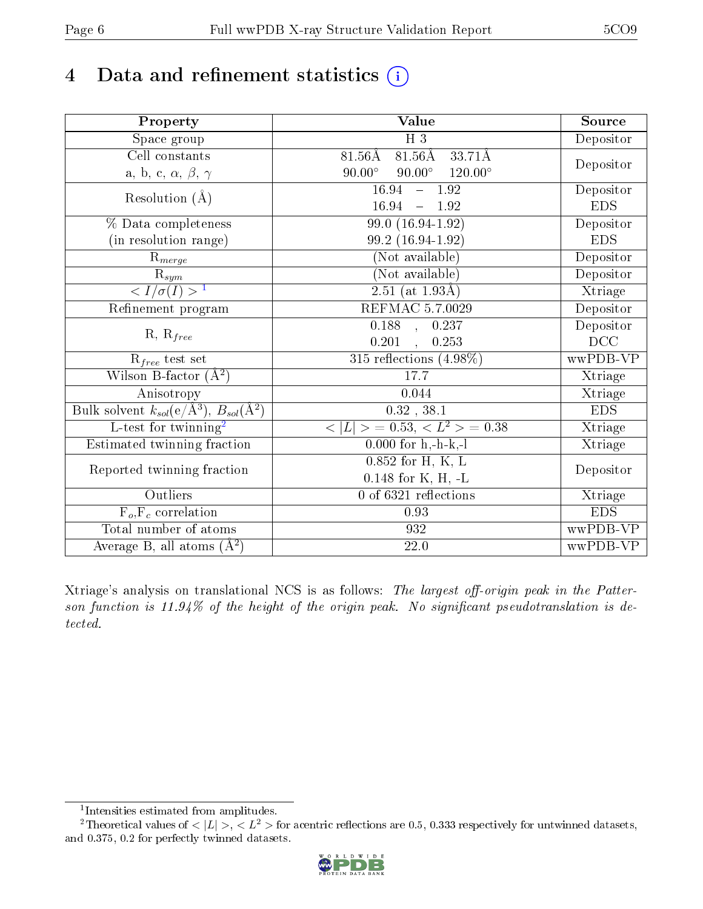# 4 Data and refinement statistics

| Property | Value | Source |
|---|---|---|
| Space group | H 3 | Depositor |
| Cell constants<br>a, b, c, $\alpha$, $\beta$, $\gamma$ | 81.56Å 81.56Å 33.71Å<br>90.00° 90.00° 120.00° | Depositor |
| Resolution (Å) | 16.94 – 1.92<br>16.94 – 1.92 | Depositor<br>EDS |
| % Data completeness<br>(in resolution range) | 99.0 (16.94-1.92)<br>99.2 (16.94-1.92) | Depositor<br>EDS |
| $R_{merge}$ | (Not available) | Depositor |
| $R_{sym}$ | (Not available) | Depositor |
| $< I/\sigma(I) >$ [1] | 2.51 (at 1.93Å) | Xtriage |
| Refinement program | REFMAC 5.7.0029 | Depositor |
| R, $R_{free}$ | 0.188 , 0.237<br>0.201 , 0.253 | Depositor<br>DCC |
| $R_{free}$ test set | 315 reflections (4.98%) | wwPDB-VP |
| Wilson B-factor (Å$^2$) | 17.7 | Xtriage |
| Anisotropy | 0.044 | Xtriage |
| Bulk solvent $k_{sol}$(e/Å$^3$), $B_{sol}$(Å$^2$) | 0.32 , 38.1 | EDS |
| L-test for twinning[2] | $< \|L\| > = 0.53$, $< L^2 > = 0.38$ | Xtriage |
| Estimated twinning fraction | 0.000 for h,-h-k,-l | Xtriage |
| Reported twinning fraction | 0.852 for H, K, L<br>0.148 for K, H, -L | Depositor |
| Outliers | 0 of 6321 reflections | Xtriage |
| $F_o$,$F_c$ correlation | 0.93 | EDS |
| Total number of atoms | 932 | wwPDB-VP |
| Average B, all atoms (Å$^2$) | 22.0 | wwPDB-VP |

Xtriage's analysis on translational NCS is as follows: *The largest off-origin peak in the Patterson function is 11.94% of the height of the origin peak. No significant pseudotranslation is detected.*

[1] Intensities estimated from amplitudes.

[2] Theoretical values of $< |L| >$, $< L^2 >$ for acentric reflections are 0.5, 0.333 respectively for untwinned datasets, and 0.375, 0.2 for perfectly twinned datasets.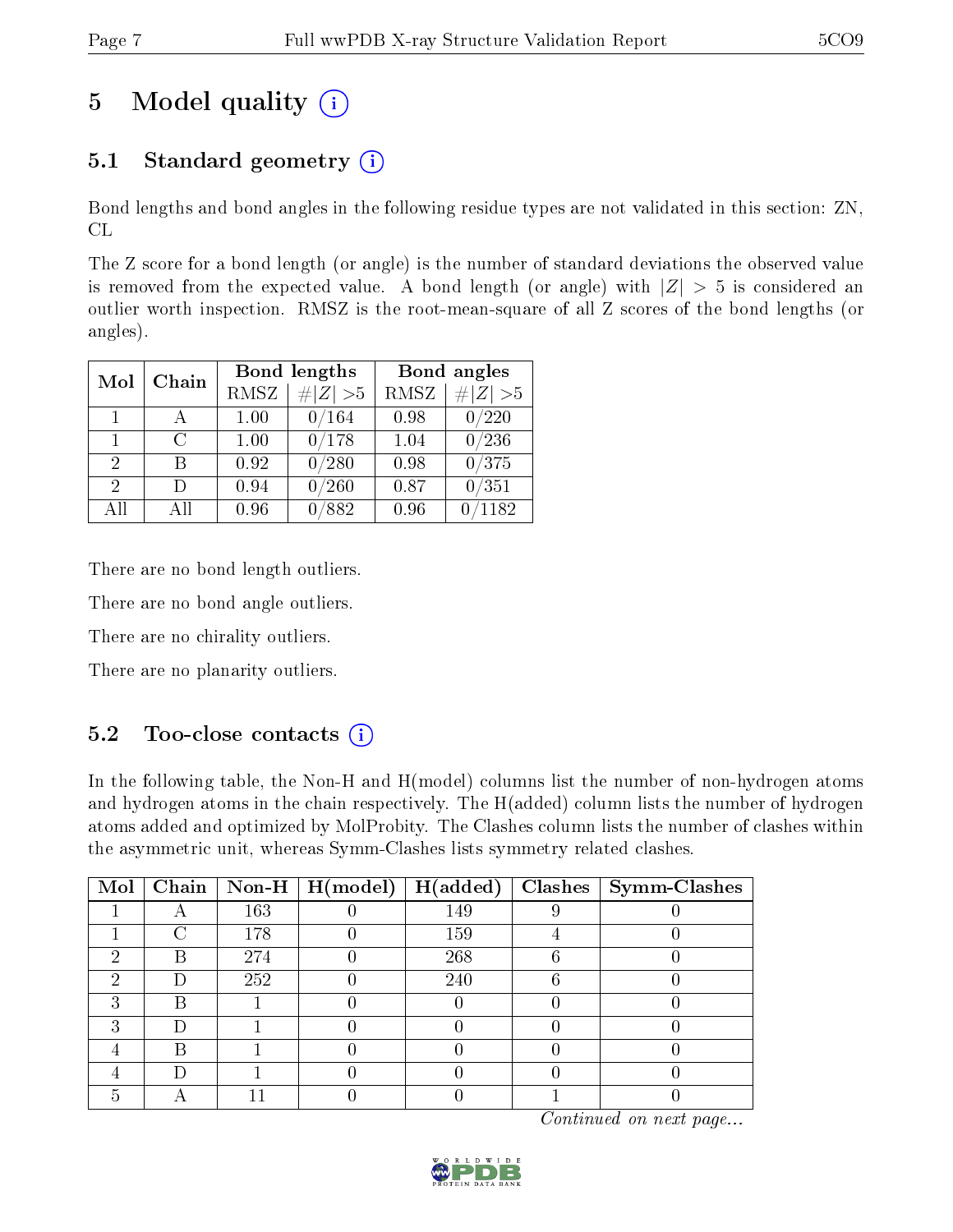# 5 Model quality

## 5.1 Standard geometry

Bond lengths and bond angles in the following residue types are not validated in this section: ZN, CL

The Z score for a bond length (or angle) is the number of standard deviations the observed value is removed from the expected value. A bond length (or angle) with $|Z| > 5$ is considered an outlier worth inspection. RMSZ is the root-mean-square of all Z scores of the bond lengths (or angles).

| Mol | Chain | Bond lengths | | Bond angles | |
|---|---|---|---|---|---|
| | | RMSZ | #$\|Z\|$ >5 | RMSZ | #$\|Z\|$ >5 |
| 1 | A | 1.00 | 0/164 | 0.98 | 0/220 |
| 1 | C | 1.00 | 0/178 | 1.04 | 0/236 |
| 2 | B | 0.92 | 0/280 | 0.98 | 0/375 |
| 2 | D | 0.94 | 0/260 | 0.87 | 0/351 |
| All | All | 0.96 | 0/882 | 0.96 | 0/1182 |

There are no bond length outliers.

There are no bond angle outliers.

There are no chirality outliers.

There are no planarity outliers.

## 5.2 Too-close contacts

In the following table, the Non-H and H(model) columns list the number of non-hydrogen atoms and hydrogen atoms in the chain respectively. The H(added) column lists the number of hydrogen atoms added and optimized by MolProbity. The Clashes column lists the number of clashes within the asymmetric unit, whereas Symm-Clashes lists symmetry related clashes.

| Mol | Chain | Non-H | H(model) | H(added) | Clashes | Symm-Clashes |
|---|---|---|---|---|---|---|
| 1 | A | 163 | 0 | 149 | 9 | 0 |
| 1 | C | 178 | 0 | 159 | 4 | 0 |
| 2 | B | 274 | 0 | 268 | 6 | 0 |
| 2 | D | 252 | 0 | 240 | 6 | 0 |
| 3 | B | 1 | 0 | 0 | 0 | 0 |
| 3 | D | 1 | 0 | 0 | 0 | 0 |
| 4 | B | 1 | 0 | 0 | 0 | 0 |
| 4 | D | 1 | 0 | 0 | 0 | 0 |
| 5 | A | 11 | 0 | 0 | 1 | 0 |

*Continued on next page...*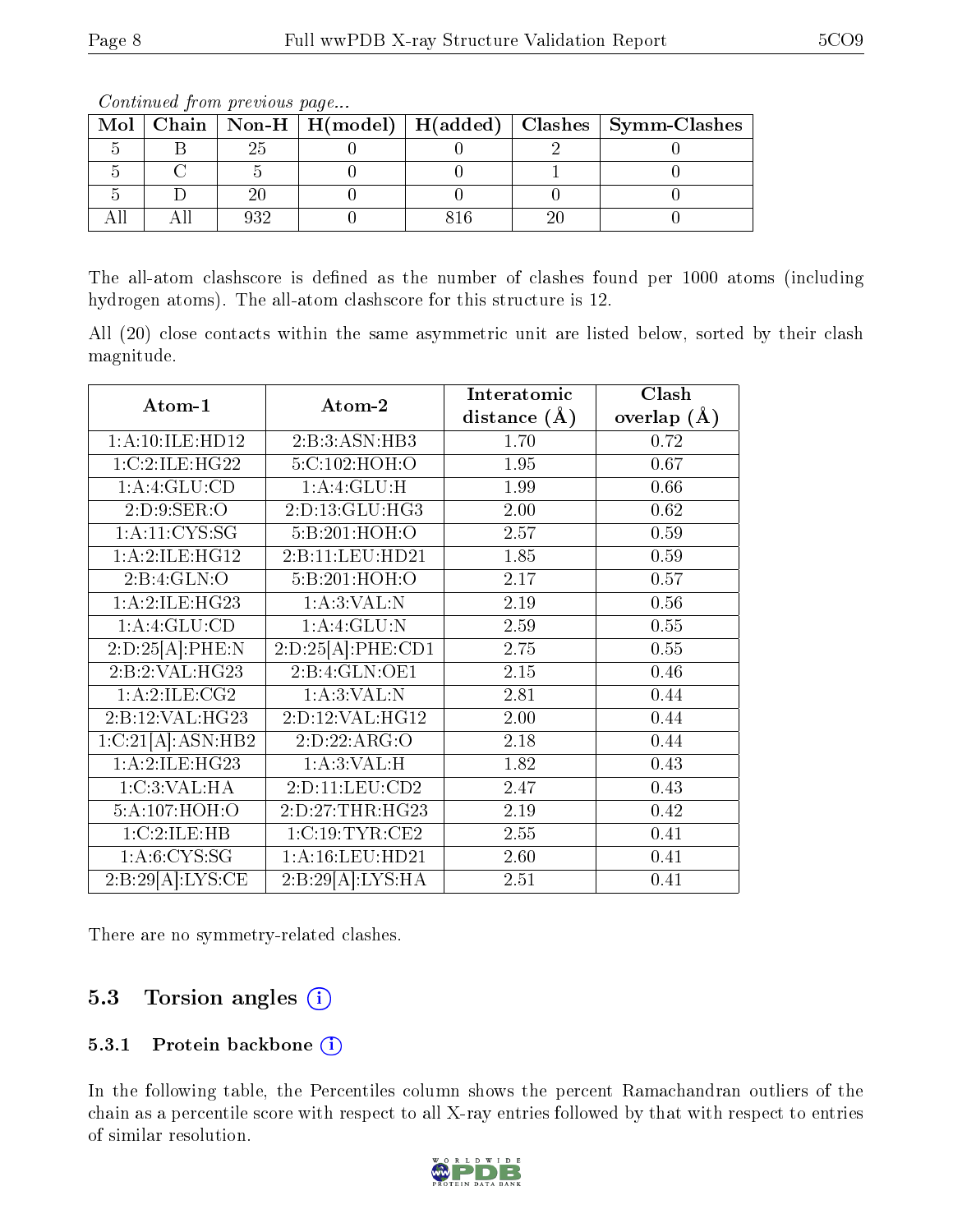*Continued from previous page...*

| Mol | Chain | Non-H | H(model) | H(added) | Clashes | Symm-Clashes |
|---|---|---|---|---|---|---|
| 5 | B | 25 | 0 | 0 | 2 | 0 |
| 5 | C | 5 | 0 | 0 | 1 | 0 |
| 5 | D | 20 | 0 | 0 | 0 | 0 |
| All | All | 932 | 0 | 816 | 20 | 0 |

The all-atom clashscore is defined as the number of clashes found per 1000 atoms (including hydrogen atoms). The all-atom clashscore for this structure is 12.

All (20) close contacts within the same asymmetric unit are listed below, sorted by their clash magnitude.

| Atom-1 | Atom-2 | Interatomic distance (Å) | Clash overlap (Å) |
|---|---|---|---|
| 1:A:10:ILE:HD12 | 2:B:3:ASN:HB3 | 1.70 | 0.72 |
| 1:C:2:ILE:HG22 | 5:C:102:HOH:O | 1.95 | 0.67 |
| 1:A:4:GLU:CD | 1:A:4:GLU:H | 1.99 | 0.66 |
| 2:D:9:SER:O | 2:D:13:GLU:HG3 | 2.00 | 0.62 |
| 1:A:11:CYS:SG | 5:B:201:HOH:O | 2.57 | 0.59 |
| 1:A:2:ILE:HG12 | 2:B:11:LEU:HD21 | 1.85 | 0.59 |
| 2:B:4:GLN:O | 5:B:201:HOH:O | 2.17 | 0.57 |
| 1:A:2:ILE:HG23 | 1:A:3:VAL:N | 2.19 | 0.56 |
| 1:A:4:GLU:CD | 1:A:4:GLU:N | 2.59 | 0.55 |
| 2:D:25[A]:PHE:N | 2:D:25[A]:PHE:CD1 | 2.75 | 0.55 |
| 2:B:2:VAL:HG23 | 2:B:4:GLN:OE1 | 2.15 | 0.46 |
| 1:A:2:ILE:CG2 | 1:A:3:VAL:N | 2.81 | 0.44 |
| 2:B:12:VAL:HG23 | 2:D:12:VAL:HG12 | 2.00 | 0.44 |
| 1:C:21[A]:ASN:HB2 | 2:D:22:ARG:O | 2.18 | 0.44 |
| 1:A:2:ILE:HG23 | 1:A:3:VAL:H | 1.82 | 0.43 |
| 1:C:3:VAL:HA | 2:D:11:LEU:CD2 | 2.47 | 0.43 |
| 5:A:107:HOH:O | 2:D:27:THR:HG23 | 2.19 | 0.42 |
| 1:C:2:ILE:HB | 1:C:19:TYR:CE2 | 2.55 | 0.41 |
| 1:A:6:CYS:SG | 1:A:16:LEU:HD21 | 2.60 | 0.41 |
| 2:B:29[A]:LYS:CE | 2:B:29[A]:LYS:HA | 2.51 | 0.41 |

There are no symmetry-related clashes.

## 5.3 Torsion angles

### 5.3.1 Protein backbone

In the following table, the Percentiles column shows the percent Ramachandran outliers of the chain as a percentile score with respect to all X-ray entries followed by that with respect to entries of similar resolution.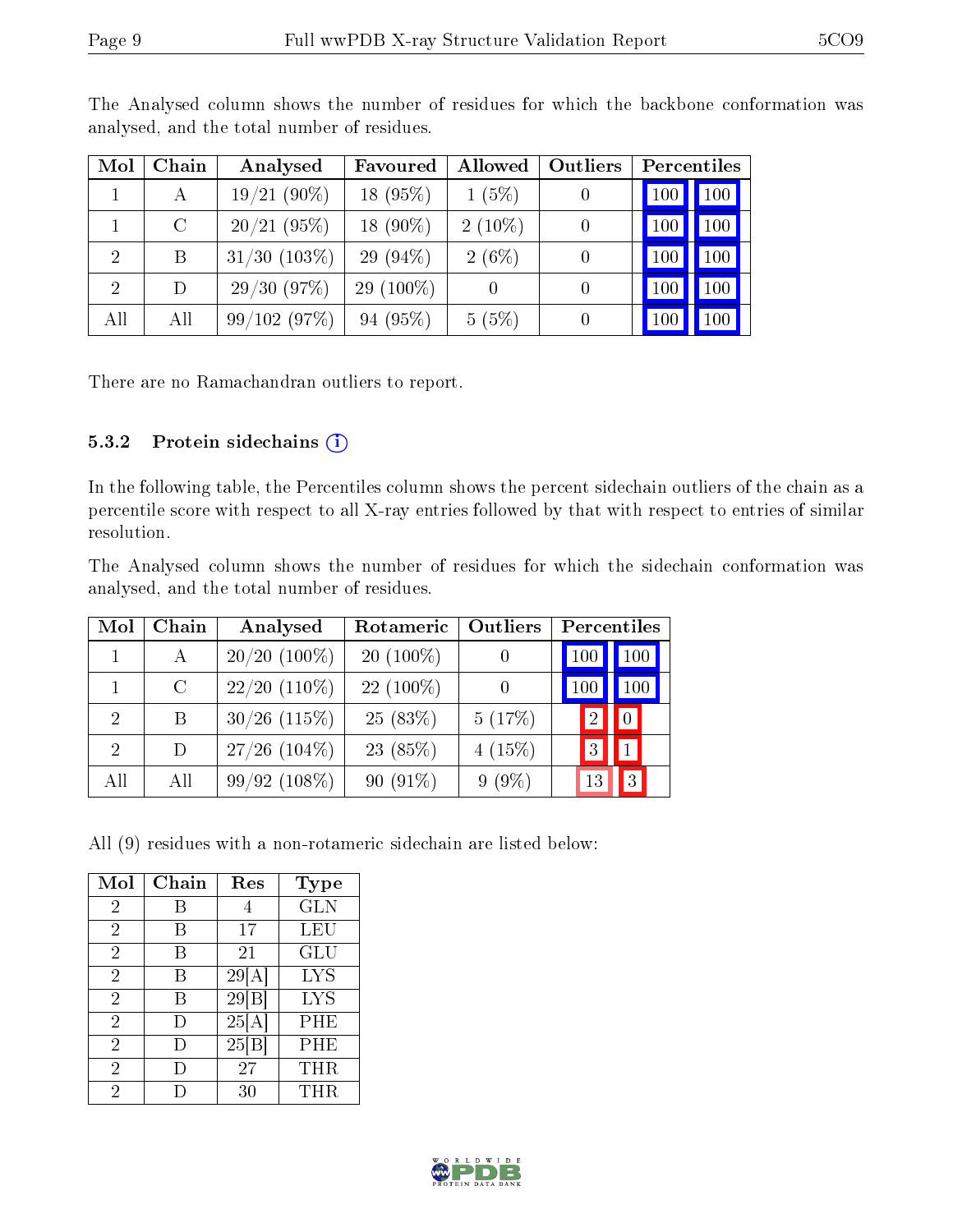The Analysed column shows the number of residues for which the backbone conformation was analysed, and the total number of residues.

| Mol | Chain | Analysed | Favoured | Allowed | Outliers | Percentiles | |
|---|---|---|---|---|---|---|---|
| 1 | A | 19/21 (90%) | 18 (95%) | 1 (5%) | 0 | 100 | 100 |
| 1 | C | 20/21 (95%) | 18 (90%) | 2 (10%) | 0 | 100 | 100 |
| 2 | B | 31/30 (103%) | 29 (94%) | 2 (6%) | 0 | 100 | 100 |
| 2 | D | 29/30 (97%) | 29 (100%) | 0 | 0 | 100 | 100 |
| All | All | 99/102 (97%) | 94 (95%) | 5 (5%) | 0 | 100 | 100 |

There are no Ramachandran outliers to report.

### 5.3.2 Protein sidechains

In the following table, the Percentiles column shows the percent sidechain outliers of the chain as a percentile score with respect to all X-ray entries followed by that with respect to entries of similar resolution.

The Analysed column shows the number of residues for which the sidechain conformation was analysed, and the total number of residues.

| Mol | Chain | Analysed | Rotameric | Outliers | Percentiles | |
|---|---|---|---|---|---|---|
| 1 | A | 20/20 (100%) | 20 (100%) | 0 | 100 | 100 |
| 1 | C | 22/20 (110%) | 22 (100%) | 0 | 100 | 100 |
| 2 | B | 30/26 (115%) | 25 (83%) | 5 (17%) | 2 | 0 |
| 2 | D | 27/26 (104%) | 23 (85%) | 4 (15%) | 3 | 1 |
| All | All | 99/92 (108%) | 90 (91%) | 9 (9%) | 13 | 3 |

All (9) residues with a non-rotameric sidechain are listed below:

| Mol | Chain | Res | Type |
|---|---|---|---|
| 2 | B | 4 | GLN |
| 2 | B | 17 | LEU |
| 2 | B | 21 | GLU |
| 2 | B | 29[A] | LYS |
| 2 | B | 29[B] | LYS |
| 2 | D | 25[A] | PHE |
| 2 | D | 25[B] | PHE |
| 2 | D | 27 | THR |
| 2 | D | 30 | THR |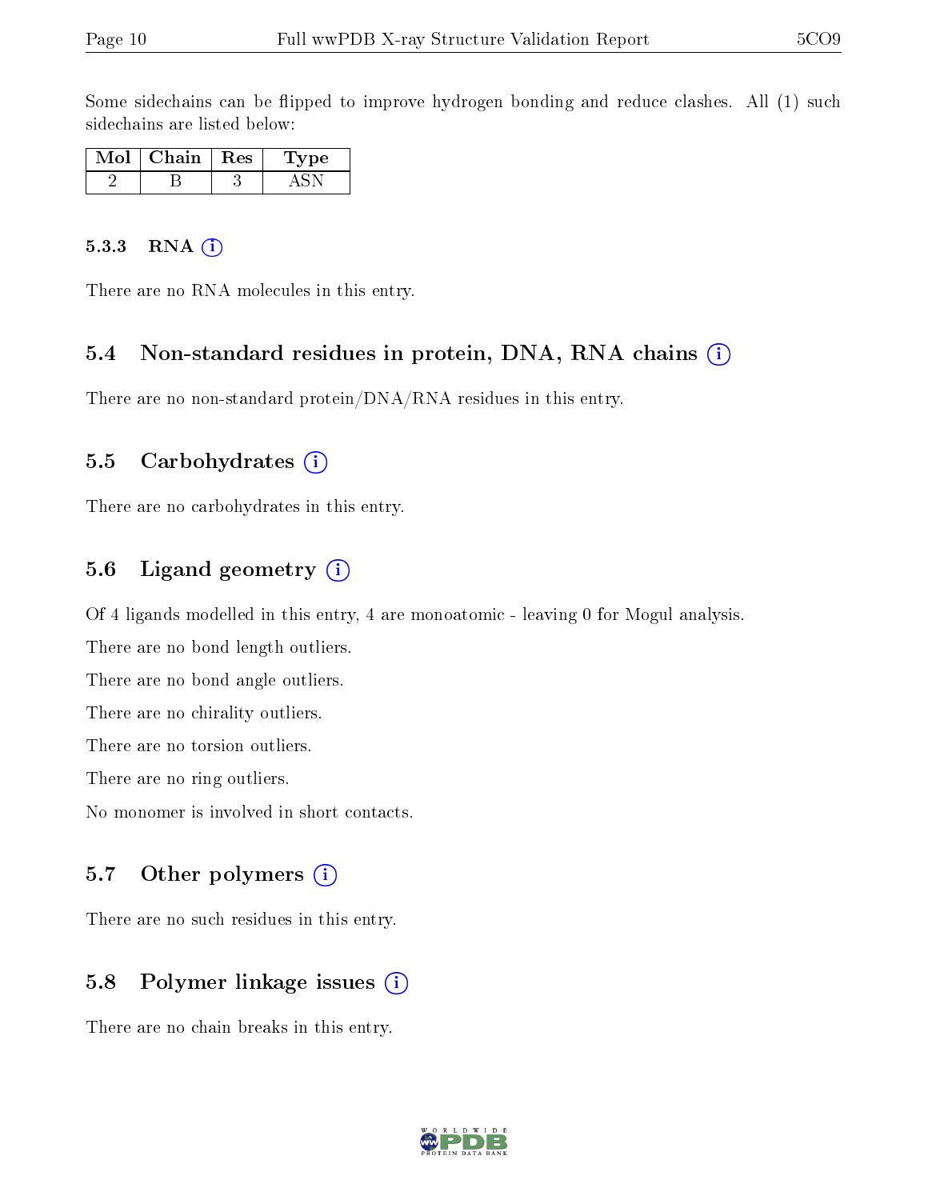Some sidechains can be flipped to improve hydrogen bonding and reduce clashes. All (1) such sidechains are listed below:

| Mol | Chain | Res | Type |
| --- | --- | --- | --- |
| 2 | B | 3 | ASN |

#### 5.3.3 RNA

There are no RNA molecules in this entry.

### 5.4 Non-standard residues in protein, DNA, RNA chains

There are no non-standard protein/DNA/RNA residues in this entry.

### 5.5 Carbohydrates

There are no carbohydrates in this entry.

### 5.6 Ligand geometry

Of 4 ligands modelled in this entry, 4 are monoatomic - leaving 0 for Mogul analysis.

There are no bond length outliers.

There are no bond angle outliers.

There are no chirality outliers.

There are no torsion outliers.

There are no ring outliers.

No monomer is involved in short contacts.

### 5.7 Other polymers

There are no such residues in this entry.

### 5.8 Polymer linkage issues

There are no chain breaks in this entry.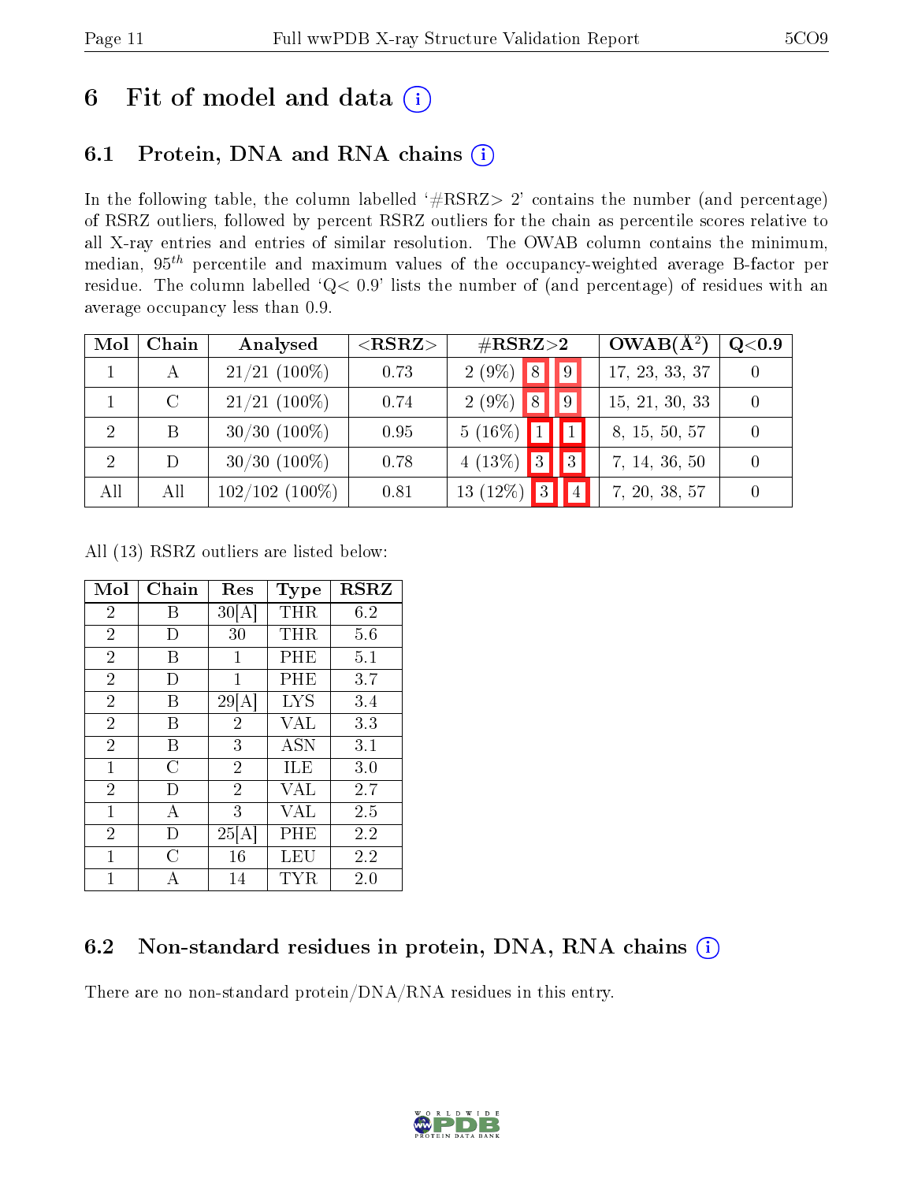# 6 Fit of model and data (i)

## 6.1 Protein, DNA and RNA chains (i)

In the following table, the column labelled '#RSRZ> 2' contains the number (and percentage) of RSRZ outliers, followed by percent RSRZ outliers for the chain as percentile scores relative to all X-ray entries and entries of similar resolution. The OWAB column contains the minimum, median, $95^{th}$ percentile and maximum values of the occupancy-weighted average B-factor per residue. The column labelled 'Q< 0.9' lists the number of (and percentage) of residues with an average occupancy less than 0.9.

| Mol | Chain | Analysed | <RSRZ> | #RSRZ>2 | | | OWAB(Å$^2$) | Q<0.9 |
|---|---|---|---|---|---|---|---|---|
| 1 | A | 21/21 (100%) | 0.73 | 2 (9%) | 8 | 9 | 17, 23, 33, 37 | 0 |
| 1 | C | 21/21 (100%) | 0.74 | 2 (9%) | 8 | 9 | 15, 21, 30, 33 | 0 |
| 2 | B | 30/30 (100%) | 0.95 | 5 (16%) | 1 | 1 | 8, 15, 50, 57 | 0 |
| 2 | D | 30/30 (100%) | 0.78 | 4 (13%) | 3 | 3 | 7, 14, 36, 50 | 0 |
| All | All | 102/102 (100%) | 0.81 | 13 (12%) | 3 | 4 | 7, 20, 38, 57 | 0 |

All (13) RSRZ outliers are listed below:

| Mol | Chain | Res | Type | RSRZ |
|---|---|---|---|---|
| 2 | B | 30[A] | THR | 6.2 |
| 2 | D | 30 | THR | 5.6 |
| 2 | B | 1 | PHE | 5.1 |
| 2 | D | 1 | PHE | 3.7 |
| 2 | B | 29[A] | LYS | 3.4 |
| 2 | B | 2 | VAL | 3.3 |
| 2 | B | 3 | ASN | 3.1 |
| 1 | C | 2 | ILE | 3.0 |
| 2 | D | 2 | VAL | 2.7 |
| 1 | A | 3 | VAL | 2.5 |
| 2 | D | 25[A] | PHE | 2.2 |
| 1 | C | 16 | LEU | 2.2 |
| 1 | A | 14 | TYR | 2.0 |

## 6.2 Non-standard residues in protein, DNA, RNA chains (i)

There are no non-standard protein/DNA/RNA residues in this entry.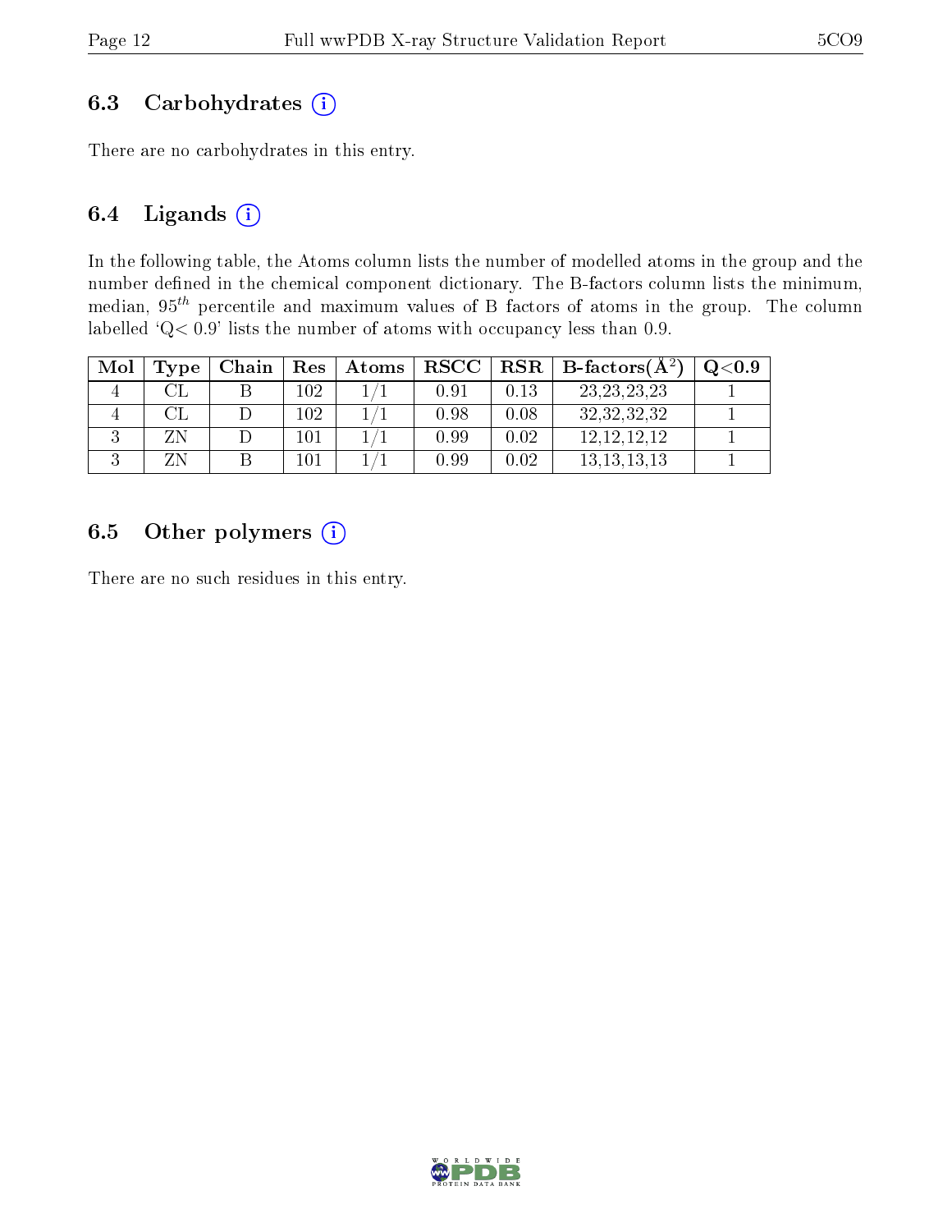### 6.3 Carbohydrates

There are no carbohydrates in this entry.

### 6.4 Ligands

In the following table, the Atoms column lists the number of modelled atoms in the group and the number defined in the chemical component dictionary. The B-factors column lists the minimum, median, $95^{th}$ percentile and maximum values of B factors of atoms in the group. The column labelled 'Q< 0.9' lists the number of atoms with occupancy less than 0.9.

| Mol | Type | Chain | Res | Atoms | RSCC | RSR | B-factors(Å$^2$) | Q<0.9 |
|---|---|---|---|---|---|---|---|---|
| 4 | CL | B | 102 | 1/1 | 0.91 | 0.13 | 23,23,23,23 | 1 |
| 4 | CL | D | 102 | 1/1 | 0.98 | 0.08 | 32,32,32,32 | 1 |
| 3 | ZN | D | 101 | 1/1 | 0.99 | 0.02 | 12,12,12,12 | 1 |
| 3 | ZN | B | 101 | 1/1 | 0.99 | 0.02 | 13,13,13,13 | 1 |

### 6.5 Other polymers

There are no such residues in this entry.